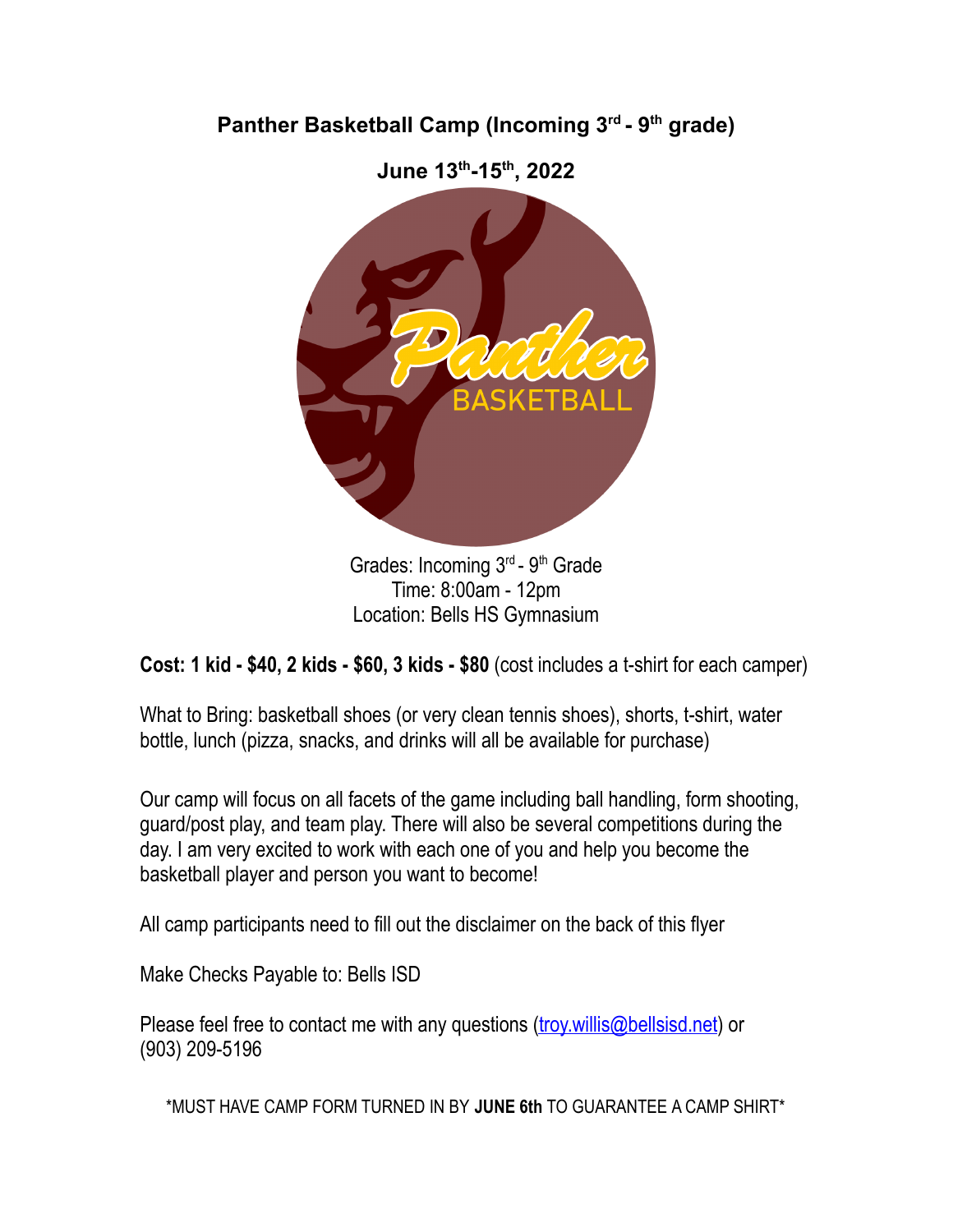# Panther Basketball Camp (Incoming 3rd - 9th grade)

## June 13th-15th, 2022

Grades: Incoming 3rd - 9th Grade
Time: 8:00am - 12pm
Location: Bells HS Gymnasium

**Cost: 1 kid - $40, 2 kids - $60, 3 kids - $80** (cost includes a t-shirt for each camper)

What to Bring: basketball shoes (or very clean tennis shoes), shorts, t-shirt, water bottle, lunch (pizza, snacks, and drinks will all be available for purchase)

Our camp will focus on all facets of the game including ball handling, form shooting, guard/post play, and team play. There will also be several competitions during the day. I am very excited to work with each one of you and help you become the basketball player and person you want to become!

All camp participants need to fill out the disclaimer on the back of this flyer

Make Checks Payable to: Bells ISD

Please feel free to contact me with any questions (troy.willis@bellsisd.net) or (903) 209-5196

*MUST HAVE CAMP FORM TURNED IN BY **JUNE 6th** TO GUARANTEE A CAMP SHIRT*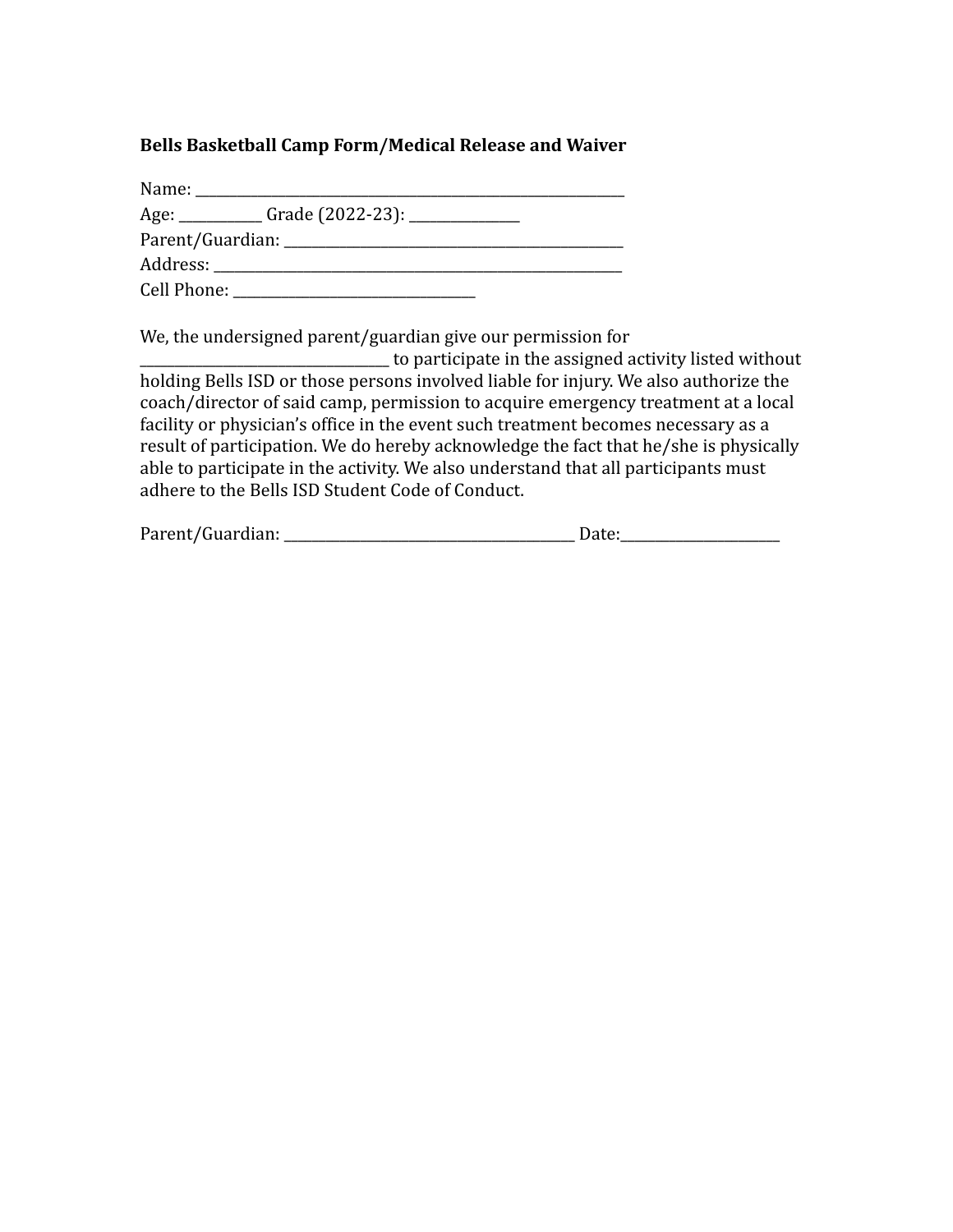**Bells Basketball Camp Form/Medical Release and Waiver**

Name: ________________________________________________________

Age: ___________ Grade (2022-23): _______________

Parent/Guardian: _______________________________________________

Address: _______________________________________________________

Cell Phone: _________________________________

We, the undersigned parent/guardian give our permission for _________________________________ to participate in the assigned activity listed without holding Bells ISD or those persons involved liable for injury. We also authorize the coach/director of said camp, permission to acquire emergency treatment at a local facility or physician's office in the event such treatment becomes necessary as a result of participation. We do hereby acknowledge the fact that he/she is physically able to participate in the activity. We also understand that all participants must adhere to the Bells ISD Student Code of Conduct.

Parent/Guardian: ______________________________________ Date:______________________